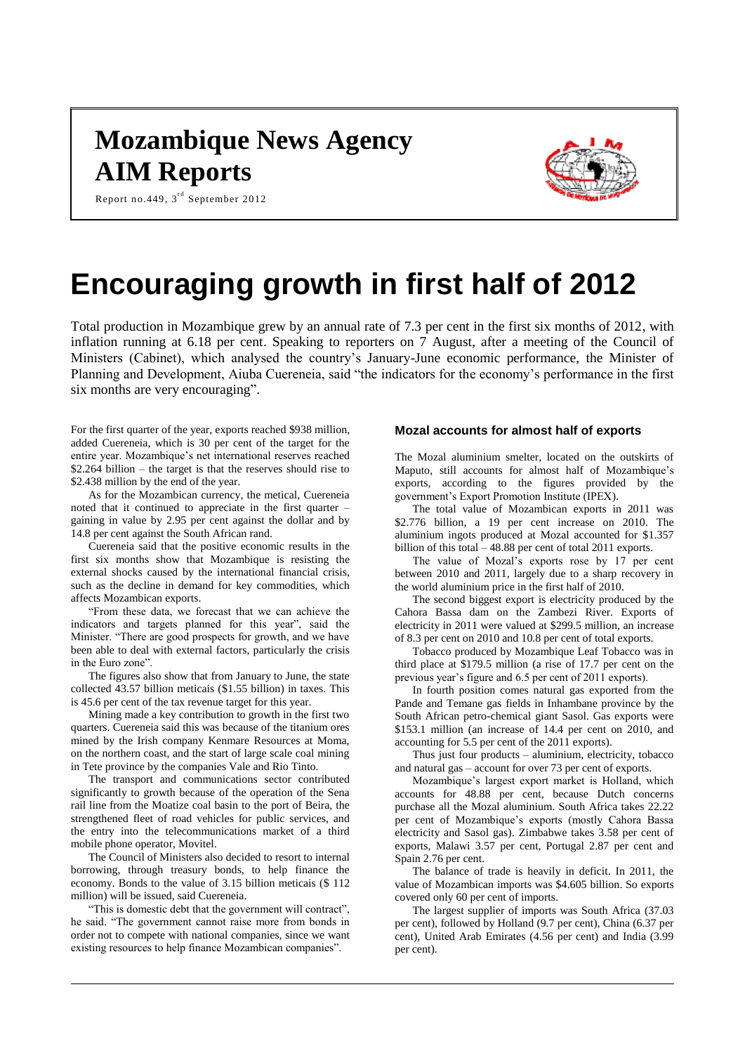# Mozambique News Agency
# AIM Reports

Report no.449, 3rd September 2012

# Encouraging growth in first half of 2012

Total production in Mozambique grew by an annual rate of 7.3 per cent in the first six months of 2012, with inflation running at 6.18 per cent. Speaking to reporters on 7 August, after a meeting of the Council of Ministers (Cabinet), which analysed the country's January-June economic performance, the Minister of Planning and Development, Aiuba Cuereneia, said "the indicators for the economy's performance in the first six months are very encouraging".

For the first quarter of the year, exports reached $938 million, added Cuereneia, which is 30 per cent of the target for the entire year. Mozambique's net international reserves reached $2.264 billion – the target is that the reserves should rise to $2.438 million by the end of the year.

As for the Mozambican currency, the metical, Cuereneia noted that it continued to appreciate in the first quarter – gaining in value by 2.95 per cent against the dollar and by 14.8 per cent against the South African rand.

Cuereneia said that the positive economic results in the first six months show that Mozambique is resisting the external shocks caused by the international financial crisis, such as the decline in demand for key commodities, which affects Mozambican exports.

"From these data, we forecast that we can achieve the indicators and targets planned for this year", said the Minister. "There are good prospects for growth, and we have been able to deal with external factors, particularly the crisis in the Euro zone".

The figures also show that from January to June, the state collected 43.57 billion meticais ($1.55 billion) in taxes. This is 45.6 per cent of the tax revenue target for this year.

Mining made a key contribution to growth in the first two quarters. Cuereneia said this was because of the titanium ores mined by the Irish company Kenmare Resources at Moma, on the northern coast, and the start of large scale coal mining in Tete province by the companies Vale and Rio Tinto.

The transport and communications sector contributed significantly to growth because of the operation of the Sena rail line from the Moatize coal basin to the port of Beira, the strengthened fleet of road vehicles for public services, and the entry into the telecommunications market of a third mobile phone operator, Movitel.

The Council of Ministers also decided to resort to internal borrowing, through treasury bonds, to help finance the economy. Bonds to the value of 3.15 billion meticais ($ 112 million) will be issued, said Cuereneia.

"This is domestic debt that the government will contract", he said. "The government cannot raise more from bonds in order not to compete with national companies, since we want existing resources to help finance Mozambican companies".

### Mozal accounts for almost half of exports

The Mozal aluminium smelter, located on the outskirts of Maputo, still accounts for almost half of Mozambique's exports, according to the figures provided by the government's Export Promotion Institute (IPEX).

The total value of Mozambican exports in 2011 was $2.776 billion, a 19 per cent increase on 2010. The aluminium ingots produced at Mozal accounted for $1.357 billion of this total – 48.88 per cent of total 2011 exports.

The value of Mozal's exports rose by 17 per cent between 2010 and 2011, largely due to a sharp recovery in the world aluminium price in the first half of 2010.

The second biggest export is electricity produced by the Cahora Bassa dam on the Zambezi River. Exports of electricity in 2011 were valued at $299.5 million, an increase of 8.3 per cent on 2010 and 10.8 per cent of total exports.

Tobacco produced by Mozambique Leaf Tobacco was in third place at $179.5 million (a rise of 17.7 per cent on the previous year's figure and 6.5 per cent of 2011 exports).

In fourth position comes natural gas exported from the Pande and Temane gas fields in Inhambane province by the South African petro-chemical giant Sasol. Gas exports were $153.1 million (an increase of 14.4 per cent on 2010, and accounting for 5.5 per cent of the 2011 exports).

Thus just four products – aluminium, electricity, tobacco and natural gas – account for over 73 per cent of exports.

Mozambique's largest export market is Holland, which accounts for 48.88 per cent, because Dutch concerns purchase all the Mozal aluminium. South Africa takes 22.22 per cent of Mozambique's exports (mostly Cahora Bassa electricity and Sasol gas). Zimbabwe takes 3.58 per cent of exports, Malawi 3.57 per cent, Portugal 2.87 per cent and Spain 2.76 per cent.

The balance of trade is heavily in deficit. In 2011, the value of Mozambican imports was $4.605 billion. So exports covered only 60 per cent of imports.

The largest supplier of imports was South Africa (37.03 per cent), followed by Holland (9.7 per cent), China (6.37 per cent), United Arab Emirates (4.56 per cent) and India (3.99 per cent).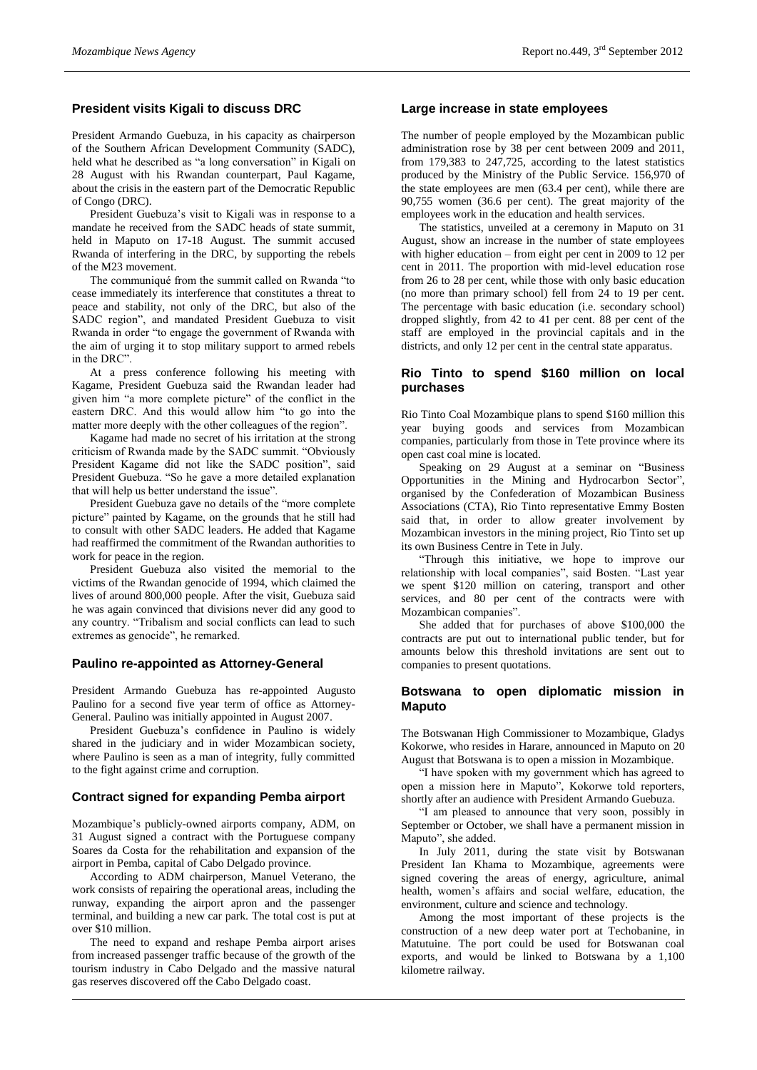## President visits Kigali to discuss DRC

President Armando Guebuza, in his capacity as chairperson of the Southern African Development Community (SADC), held what he described as "a long conversation" in Kigali on 28 August with his Rwandan counterpart, Paul Kagame, about the crisis in the eastern part of the Democratic Republic of Congo (DRC).

President Guebuza's visit to Kigali was in response to a mandate he received from the SADC heads of state summit, held in Maputo on 17-18 August. The summit accused Rwanda of interfering in the DRC, by supporting the rebels of the M23 movement.

The communiqué from the summit called on Rwanda "to cease immediately its interference that constitutes a threat to peace and stability, not only of the DRC, but also of the SADC region", and mandated President Guebuza to visit Rwanda in order "to engage the government of Rwanda with the aim of urging it to stop military support to armed rebels in the DRC".

At a press conference following his meeting with Kagame, President Guebuza said the Rwandan leader had given him "a more complete picture" of the conflict in the eastern DRC. And this would allow him "to go into the matter more deeply with the other colleagues of the region".

Kagame had made no secret of his irritation at the strong criticism of Rwanda made by the SADC summit. "Obviously President Kagame did not like the SADC position", said President Guebuza. "So he gave a more detailed explanation that will help us better understand the issue".

President Guebuza gave no details of the "more complete picture" painted by Kagame, on the grounds that he still had to consult with other SADC leaders. He added that Kagame had reaffirmed the commitment of the Rwandan authorities to work for peace in the region.

President Guebuza also visited the memorial to the victims of the Rwandan genocide of 1994, which claimed the lives of around 800,000 people. After the visit, Guebuza said he was again convinced that divisions never did any good to any country. "Tribalism and social conflicts can lead to such extremes as genocide", he remarked.

## Paulino re-appointed as Attorney-General

President Armando Guebuza has re-appointed Augusto Paulino for a second five year term of office as Attorney-General. Paulino was initially appointed in August 2007.

President Guebuza's confidence in Paulino is widely shared in the judiciary and in wider Mozambican society, where Paulino is seen as a man of integrity, fully committed to the fight against crime and corruption.

## Contract signed for expanding Pemba airport

Mozambique's publicly-owned airports company, ADM, on 31 August signed a contract with the Portuguese company Soares da Costa for the rehabilitation and expansion of the airport in Pemba, capital of Cabo Delgado province.

According to ADM chairperson, Manuel Veterano, the work consists of repairing the operational areas, including the runway, expanding the airport apron and the passenger terminal, and building a new car park. The total cost is put at over $10 million.

The need to expand and reshape Pemba airport arises from increased passenger traffic because of the growth of the tourism industry in Cabo Delgado and the massive natural gas reserves discovered off the Cabo Delgado coast.

## Large increase in state employees

The number of people employed by the Mozambican public administration rose by 38 per cent between 2009 and 2011, from 179,383 to 247,725, according to the latest statistics produced by the Ministry of the Public Service. 156,970 of the state employees are men (63.4 per cent), while there are 90,755 women (36.6 per cent). The great majority of the employees work in the education and health services.

The statistics, unveiled at a ceremony in Maputo on 31 August, show an increase in the number of state employees with higher education – from eight per cent in 2009 to 12 per cent in 2011. The proportion with mid-level education rose from 26 to 28 per cent, while those with only basic education (no more than primary school) fell from 24 to 19 per cent. The percentage with basic education (i.e. secondary school) dropped slightly, from 42 to 41 per cent. 88 per cent of the staff are employed in the provincial capitals and in the districts, and only 12 per cent in the central state apparatus.

## Rio Tinto to spend $160 million on local purchases

Rio Tinto Coal Mozambique plans to spend $160 million this year buying goods and services from Mozambican companies, particularly from those in Tete province where its open cast coal mine is located.

Speaking on 29 August at a seminar on "Business Opportunities in the Mining and Hydrocarbon Sector", organised by the Confederation of Mozambican Business Associations (CTA), Rio Tinto representative Emmy Bosten said that, in order to allow greater involvement by Mozambican investors in the mining project, Rio Tinto set up its own Business Centre in Tete in July.

"Through this initiative, we hope to improve our relationship with local companies", said Bosten. "Last year we spent $120 million on catering, transport and other services, and 80 per cent of the contracts were with Mozambican companies".

She added that for purchases of above $100,000 the contracts are put out to international public tender, but for amounts below this threshold invitations are sent out to companies to present quotations.

## Botswana to open diplomatic mission in Maputo

The Botswanan High Commissioner to Mozambique, Gladys Kokorwe, who resides in Harare, announced in Maputo on 20 August that Botswana is to open a mission in Mozambique.

"I have spoken with my government which has agreed to open a mission here in Maputo", Kokorwe told reporters, shortly after an audience with President Armando Guebuza.

"I am pleased to announce that very soon, possibly in September or October, we shall have a permanent mission in Maputo", she added.

In July 2011, during the state visit by Botswanan President Ian Khama to Mozambique, agreements were signed covering the areas of energy, agriculture, animal health, women's affairs and social welfare, education, the environment, culture and science and technology.

Among the most important of these projects is the construction of a new deep water port at Techobanine, in Matutuine. The port could be used for Botswanan coal exports, and would be linked to Botswana by a 1,100 kilometre railway.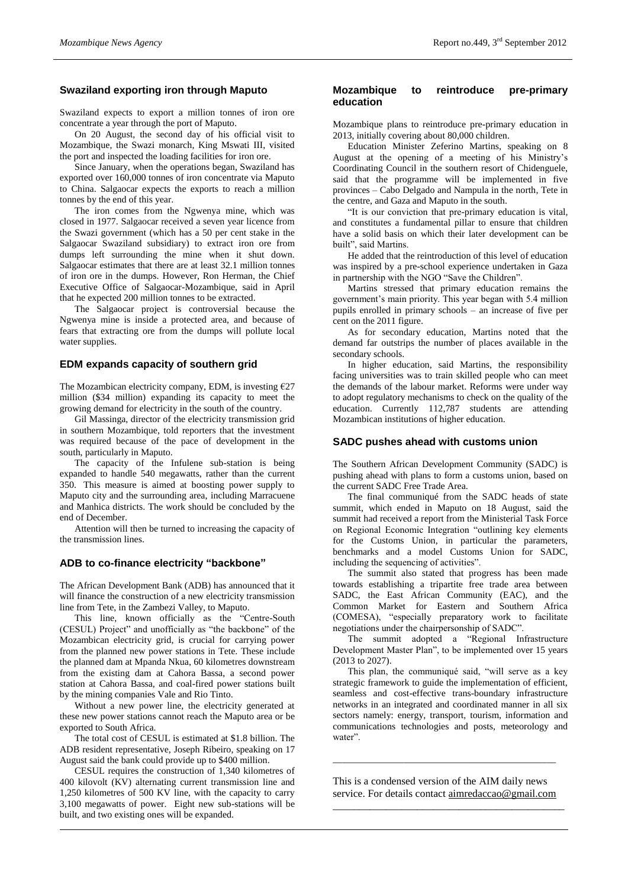## Swaziland exporting iron through Maputo

Swaziland expects to export a million tonnes of iron ore concentrate a year through the port of Maputo.

On 20 August, the second day of his official visit to Mozambique, the Swazi monarch, King Mswati III, visited the port and inspected the loading facilities for iron ore.

Since January, when the operations began, Swaziland has exported over 160,000 tonnes of iron concentrate via Maputo to China. Salgaocar expects the exports to reach a million tonnes by the end of this year.

The iron comes from the Ngwenya mine, which was closed in 1977. Salgaocar received a seven year licence from the Swazi government (which has a 50 per cent stake in the Salgaocar Swaziland subsidiary) to extract iron ore from dumps left surrounding the mine when it shut down. Salgaocar estimates that there are at least 32.1 million tonnes of iron ore in the dumps. However, Ron Herman, the Chief Executive Office of Salgaocar-Mozambique, said in April that he expected 200 million tonnes to be extracted.

The Salgaocar project is controversial because the Ngwenya mine is inside a protected area, and because of fears that extracting ore from the dumps will pollute local water supplies.

## EDM expands capacity of southern grid

The Mozambican electricity company, EDM, is investing €27 million ($34 million) expanding its capacity to meet the growing demand for electricity in the south of the country.

Gil Massinga, director of the electricity transmission grid in southern Mozambique, told reporters that the investment was required because of the pace of development in the south, particularly in Maputo.

The capacity of the Infulene sub-station is being expanded to handle 540 megawatts, rather than the current 350. This measure is aimed at boosting power supply to Maputo city and the surrounding area, including Marracuene and Manhica districts. The work should be concluded by the end of December.

Attention will then be turned to increasing the capacity of the transmission lines.

## ADB to co-finance electricity "backbone"

The African Development Bank (ADB) has announced that it will finance the construction of a new electricity transmission line from Tete, in the Zambezi Valley, to Maputo.

This line, known officially as the "Centre-South (CESUL) Project" and unofficially as "the backbone" of the Mozambican electricity grid, is crucial for carrying power from the planned new power stations in Tete. These include the planned dam at Mpanda Nkua, 60 kilometres downstream from the existing dam at Cahora Bassa, a second power station at Cahora Bassa, and coal-fired power stations built by the mining companies Vale and Rio Tinto.

Without a new power line, the electricity generated at these new power stations cannot reach the Maputo area or be exported to South Africa.

The total cost of CESUL is estimated at $1.8 billion. The ADB resident representative, Joseph Ribeiro, speaking on 17 August said the bank could provide up to $400 million.

CESUL requires the construction of 1,340 kilometres of 400 kilovolt (KV) alternating current transmission line and 1,250 kilometres of 500 KV line, with the capacity to carry 3,100 megawatts of power. Eight new sub-stations will be built, and two existing ones will be expanded.

## Mozambique to reintroduce pre-primary education

Mozambique plans to reintroduce pre-primary education in 2013, initially covering about 80,000 children.

Education Minister Zeferino Martins, speaking on 8 August at the opening of a meeting of his Ministry's Coordinating Council in the southern resort of Chidenguele, said that the programme will be implemented in five provinces – Cabo Delgado and Nampula in the north, Tete in the centre, and Gaza and Maputo in the south.

"It is our conviction that pre-primary education is vital, and constitutes a fundamental pillar to ensure that children have a solid basis on which their later development can be built", said Martins.

He added that the reintroduction of this level of education was inspired by a pre-school experience undertaken in Gaza in partnership with the NGO "Save the Children".

Martins stressed that primary education remains the government's main priority. This year began with 5.4 million pupils enrolled in primary schools – an increase of five per cent on the 2011 figure.

As for secondary education, Martins noted that the demand far outstrips the number of places available in the secondary schools.

In higher education, said Martins, the responsibility facing universities was to train skilled people who can meet the demands of the labour market. Reforms were under way to adopt regulatory mechanisms to check on the quality of the education. Currently 112,787 students are attending Mozambican institutions of higher education.

## SADC pushes ahead with customs union

The Southern African Development Community (SADC) is pushing ahead with plans to form a customs union, based on the current SADC Free Trade Area.

The final communiqué from the SADC heads of state summit, which ended in Maputo on 18 August, said the summit had received a report from the Ministerial Task Force on Regional Economic Integration "outlining key elements for the Customs Union, in particular the parameters, benchmarks and a model Customs Union for SADC, including the sequencing of activities".

The summit also stated that progress has been made towards establishing a tripartite free trade area between SADC, the East African Community (EAC), and the Common Market for Eastern and Southern Africa (COMESA), "especially preparatory work to facilitate negotiations under the chairpersonship of SADC".

The summit adopted a "Regional Infrastructure Development Master Plan", to be implemented over 15 years (2013 to 2027).

This plan, the communiqué said, "will serve as a key strategic framework to guide the implementation of efficient, seamless and cost-effective trans-boundary infrastructure networks in an integrated and coordinated manner in all six sectors namely: energy, transport, tourism, information and communications technologies and posts, meteorology and water".

---

This is a condensed version of the AIM daily news service. For details contact aimredaccao@gmail.com

---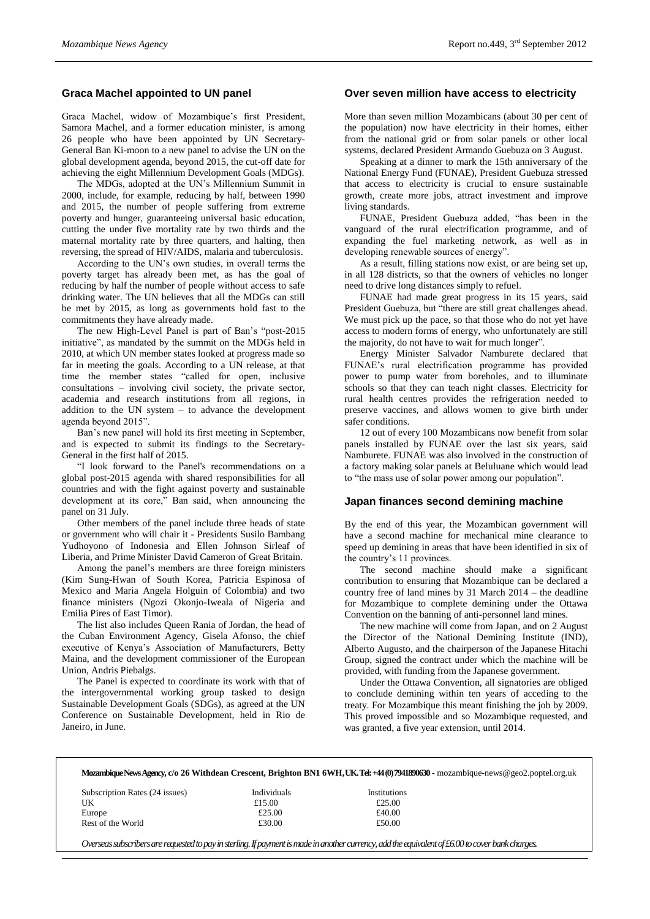## Graca Machel appointed to UN panel

Graca Machel, widow of Mozambique's first President, Samora Machel, and a former education minister, is among 26 people who have been appointed by UN Secretary-General Ban Ki-moon to a new panel to advise the UN on the global development agenda, beyond 2015, the cut-off date for achieving the eight Millennium Development Goals (MDGs).

The MDGs, adopted at the UN's Millennium Summit in 2000, include, for example, reducing by half, between 1990 and 2015, the number of people suffering from extreme poverty and hunger, guaranteeing universal basic education, cutting the under five mortality rate by two thirds and the maternal mortality rate by three quarters, and halting, then reversing, the spread of HIV/AIDS, malaria and tuberculosis.

According to the UN's own studies, in overall terms the poverty target has already been met, as has the goal of reducing by half the number of people without access to safe drinking water. The UN believes that all the MDGs can still be met by 2015, as long as governments hold fast to the commitments they have already made.

The new High-Level Panel is part of Ban's "post-2015 initiative", as mandated by the summit on the MDGs held in 2010, at which UN member states looked at progress made so far in meeting the goals. According to a UN release, at that time the member states "called for open, inclusive consultations – involving civil society, the private sector, academia and research institutions from all regions, in addition to the UN system – to advance the development agenda beyond 2015".

Ban's new panel will hold its first meeting in September, and is expected to submit its findings to the Secretary-General in the first half of 2015.

"I look forward to the Panel's recommendations on a global post-2015 agenda with shared responsibilities for all countries and with the fight against poverty and sustainable development at its core," Ban said, when announcing the panel on 31 July.

Other members of the panel include three heads of state or government who will chair it - Presidents Susilo Bambang Yudhoyono of Indonesia and Ellen Johnson Sirleaf of Liberia, and Prime Minister David Cameron of Great Britain.

Among the panel's members are three foreign ministers (Kim Sung-Hwan of South Korea, Patricia Espinosa of Mexico and Maria Angela Holguin of Colombia) and two finance ministers (Ngozi Okonjo-Iweala of Nigeria and Emilia Pires of East Timor).

The list also includes Queen Rania of Jordan, the head of the Cuban Environment Agency, Gisela Afonso, the chief executive of Kenya's Association of Manufacturers, Betty Maina, and the development commissioner of the European Union, Andris Piebalgs.

The Panel is expected to coordinate its work with that of the intergovernmental working group tasked to design Sustainable Development Goals (SDGs), as agreed at the UN Conference on Sustainable Development, held in Rio de Janeiro, in June.

## Over seven million have access to electricity

More than seven million Mozambicans (about 30 per cent of the population) now have electricity in their homes, either from the national grid or from solar panels or other local systems, declared President Armando Guebuza on 3 August.

Speaking at a dinner to mark the 15th anniversary of the National Energy Fund (FUNAE), President Guebuza stressed that access to electricity is crucial to ensure sustainable growth, create more jobs, attract investment and improve living standards.

FUNAE, President Guebuza added, "has been in the vanguard of the rural electrification programme, and of expanding the fuel marketing network, as well as in developing renewable sources of energy".

As a result, filling stations now exist, or are being set up, in all 128 districts, so that the owners of vehicles no longer need to drive long distances simply to refuel.

FUNAE had made great progress in its 15 years, said President Guebuza, but "there are still great challenges ahead. We must pick up the pace, so that those who do not yet have access to modern forms of energy, who unfortunately are still the majority, do not have to wait for much longer".

Energy Minister Salvador Namburete declared that FUNAE's rural electrification programme has provided power to pump water from boreholes, and to illuminate schools so that they can teach night classes. Electricity for rural health centres provides the refrigeration needed to preserve vaccines, and allows women to give birth under safer conditions.

12 out of every 100 Mozambicans now benefit from solar panels installed by FUNAE over the last six years, said Namburete. FUNAE was also involved in the construction of a factory making solar panels at Beluluane which would lead to "the mass use of solar power among our population".

## Japan finances second demining machine

By the end of this year, the Mozambican government will have a second machine for mechanical mine clearance to speed up demining in areas that have been identified in six of the country's 11 provinces.

The second machine should make a significant contribution to ensuring that Mozambique can be declared a country free of land mines by 31 March 2014 – the deadline for Mozambique to complete demining under the Ottawa Convention on the banning of anti-personnel land mines.

The new machine will come from Japan, and on 2 August the Director of the National Demining Institute (IND), Alberto Augusto, and the chairperson of the Japanese Hitachi Group, signed the contract under which the machine will be provided, with funding from the Japanese government.

Under the Ottawa Convention, all signatories are obliged to conclude demining within ten years of acceding to the treaty. For Mozambique this meant finishing the job by 2009. This proved impossible and so Mozambique requested, and was granted, a five year extension, until 2014.

**Mozambique News Agency, c/o 26 Withdean Crescent, Brighton BN1 6WH, UK. Tel: +44 (0) 7941890630** - mozambique-news@geo2.poptel.org.uk

| Subscription Rates (24 issues) | Individuals | Institutions |
|---|---|---|
| UK | £15.00 | £25.00 |
| Europe | £25.00 | £40.00 |
| Rest of the World | £30.00 | £50.00 |

*Overseas subscribers are requested to pay in sterling. If payment is made in another currency, add the equivalent of £6.00 to cover bank charges.*